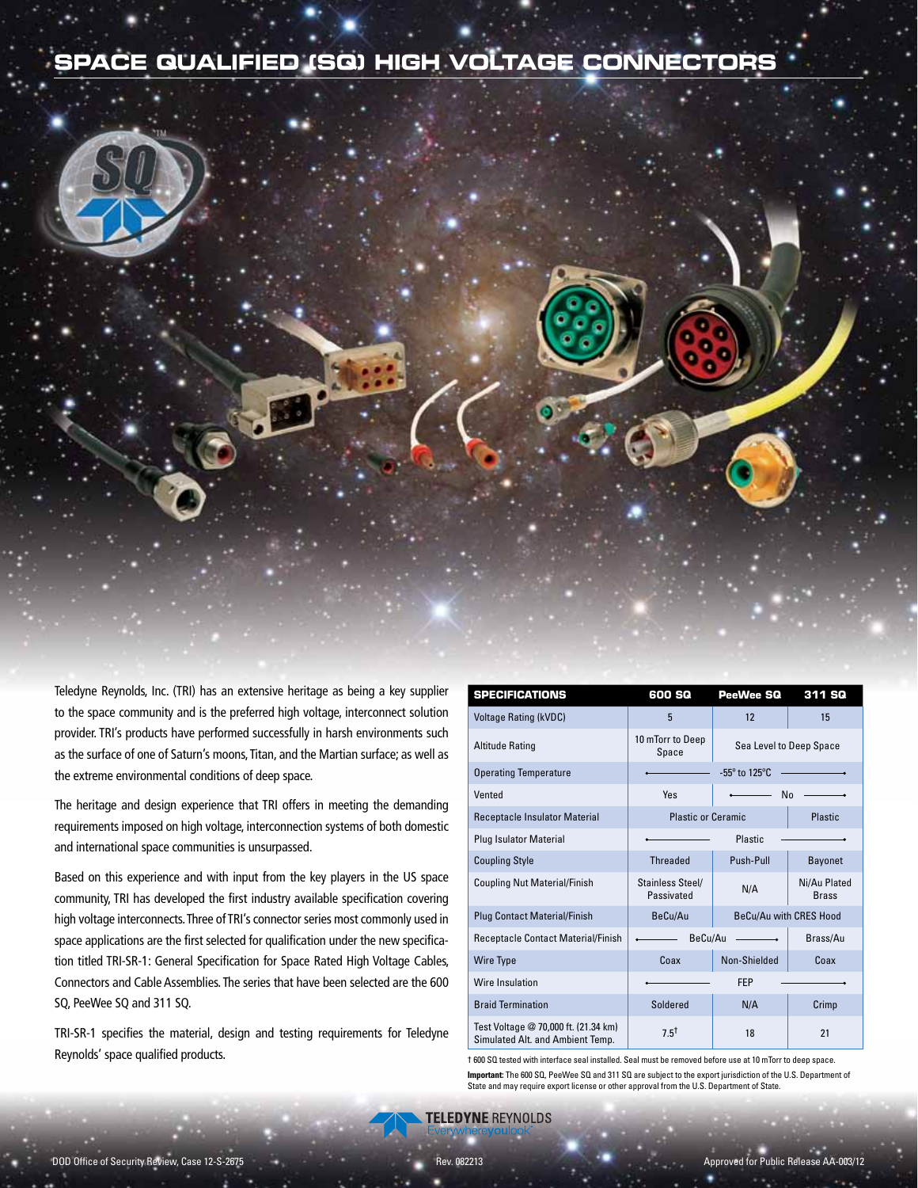# SPACE QUALIFIED (SQ) HIGH VOLTAGE CONNECTORS

Teledyne Reynolds, Inc. (TRI) has an extensive heritage as being a key supplier to the space community and is the preferred high voltage, interconnect solution provider. TRI's products have performed successfully in harsh environments such as the surface of one of Saturn's moons, Titan, and the Martian surface; as well as the extreme environmental conditions of deep space.

The heritage and design experience that TRI offers in meeting the demanding requirements imposed on high voltage, interconnection systems of both domestic and international space communities is unsurpassed.

Based on this experience and with input from the key players in the US space community, TRI has developed the first industry available specification covering high voltage interconnects. Three of TRI's connector series most commonly used in space applications are the first selected for qualification under the new specification titled TRI-SR-1: General Specification for Space Rated High Voltage Cables, Connectors and Cable Assemblies. The series that have been selected are the 600 SQ, PeeWee SQ and 311 SQ.

TRI-SR-1 specifies the material, design and testing requirements for Teledyne Reynolds' space qualified products.

| SPECIFICATIONS | 600 SQ | PeeWee SQ | 311 SQ |
|---|---|---|---|
| Voltage Rating (kVDC) | 5 | 12 | 15 |
| Altitude Rating | 10 mTorr to Deep Space | Sea Level to Deep Space | |
| Operating Temperature | -55° to 125°C | | |
| Vented | Yes | No | |
| Receptacle Insulator Material | Plastic or Ceramic | | Plastic |
| Plug Isulator Material | Plastic | | |
| Coupling Style | Threaded | Push-Pull | Bayonet |
| Coupling Nut Material/Finish | Stainless Steel/ Passivated | N/A | Ni/Au Plated Brass |
| Plug Contact Material/Finish | BeCu/Au | BeCu/Au with CRES Hood | |
| Receptacle Contact Material/Finish | BeCu/Au | | Brass/Au |
| Wire Type | Coax | Non-Shielded | Coax |
| Wire Insulation | FEP | | |
| Braid Termination | Soldered | N/A | Crimp |
| Test Voltage @ 70,000 ft. (21.34 km) Simulated Alt. and Ambient Temp. | 7.5† | 18 | 21 |

† 600 SQ tested with interface seal installed. Seal must be removed before use at 10 mTorr to deep space.

**Important:** The 600 SQ, PeeWee SQ and 311 SQ are subject to the export jurisdiction of the U.S. Department of State and may require export license or other approval from the U.S. Department of State.

TELEDYNE REYNOLDS
Everywhereyoulook™

DOD Office of Security Review, Case 12-S-2675

Rev. 082213

Approved for Public Release AA-003/12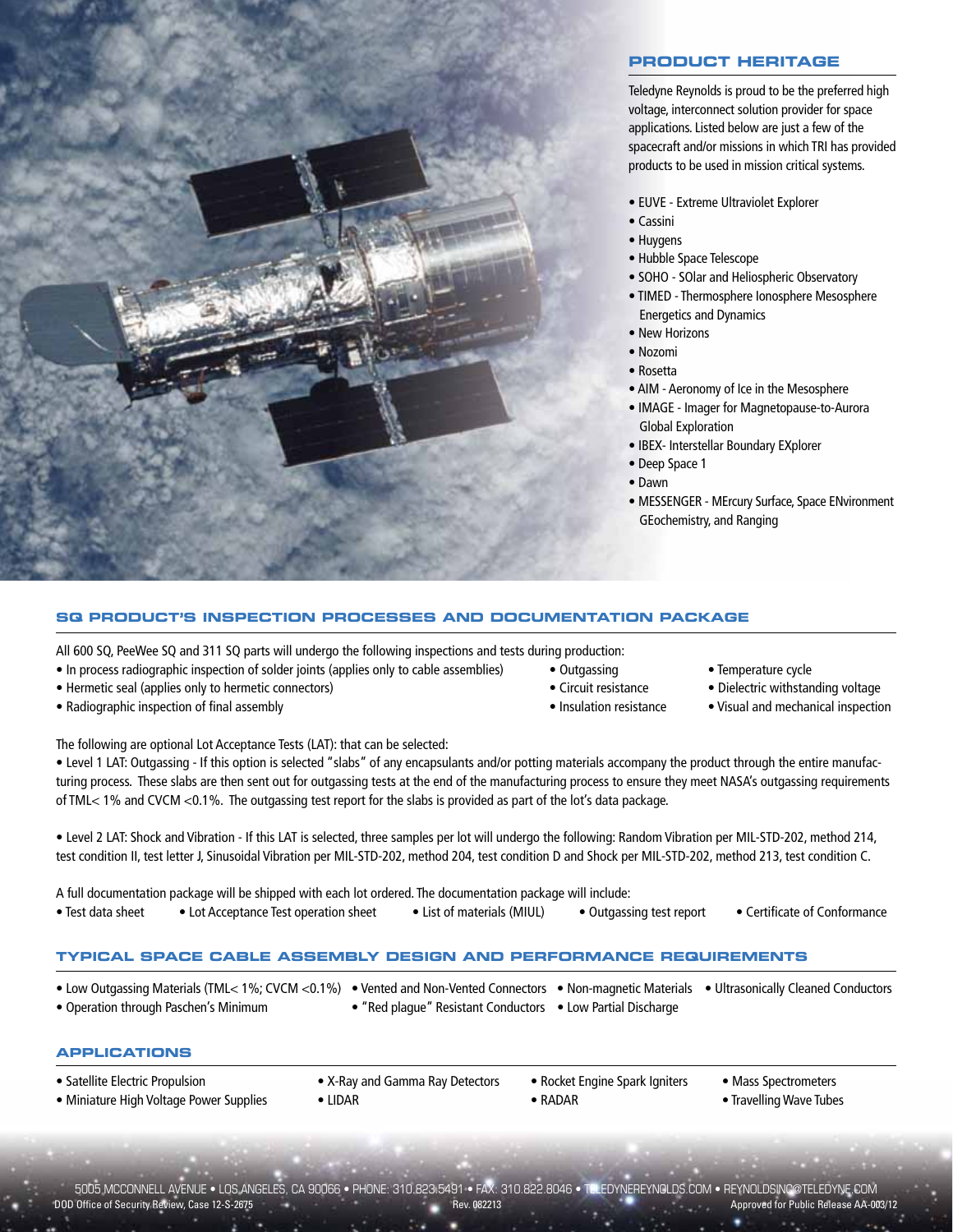## PRODUCT HERITAGE

Teledyne Reynolds is proud to be the preferred high voltage, interconnect solution provider for space applications. Listed below are just a few of the spacecraft and/or missions in which TRI has provided products to be used in mission critical systems.

- EUVE - Extreme Ultraviolet Explorer
- Cassini
- Huygens
- Hubble Space Telescope
- SOHO - SOlar and Heliospheric Observatory
- TIMED - Thermosphere Ionosphere Mesosphere Energetics and Dynamics
- New Horizons
- Nozomi
- Rosetta
- AIM - Aeronomy of Ice in the Mesosphere
- IMAGE - Imager for Magnetopause-to-Aurora Global Exploration
- IBEX- Interstellar Boundary EXplorer
- Deep Space 1
- Dawn
- MESSENGER - MErcury Surface, Space ENvironment GEochemistry, and Ranging

## SQ PRODUCT'S INSPECTION PROCESSES AND DOCUMENTATION PACKAGE

All 600 SQ, PeeWee SQ and 311 SQ parts will undergo the following inspections and tests during production:

- In process radiographic inspection of solder joints (applies only to cable assemblies)
- Hermetic seal (applies only to hermetic connectors)
- Radiographic inspection of final assembly
- Outgassing
- Circuit resistance
- Insulation resistance
- Temperature cycle
- Dielectric withstanding voltage
- Visual and mechanical inspection

The following are optional Lot Acceptance Tests (LAT): that can be selected:

- Level 1 LAT: Outgassing - If this option is selected "slabs" of any encapsulants and/or potting materials accompany the product through the entire manufacturing process. These slabs are then sent out for outgassing tests at the end of the manufacturing process to ensure they meet NASA's outgassing requirements of TML< 1% and CVCM <0.1%. The outgassing test report for the slabs is provided as part of the lot's data package.

- Level 2 LAT: Shock and Vibration - If this LAT is selected, three samples per lot will undergo the following: Random Vibration per MIL-STD-202, method 214, test condition II, test letter J, Sinusoidal Vibration per MIL-STD-202, method 204, test condition D and Shock per MIL-STD-202, method 213, test condition C.

A full documentation package will be shipped with each lot ordered. The documentation package will include:

- Test data sheet
- Lot Acceptance Test operation sheet
- List of materials (MIUL)
- Outgassing test report
- Certificate of Conformance

## TYPICAL SPACE CABLE ASSEMBLY DESIGN AND PERFORMANCE REQUIREMENTS

- Low Outgassing Materials (TML< 1%; CVCM <0.1%)
- Operation through Paschen's Minimum
- Vented and Non-Vented Connectors
- "Red plague" Resistant Conductors
- Non-magnetic Materials
- Low Partial Discharge
- Ultrasonically Cleaned Conductors

## APPLICATIONS

- Satellite Electric Propulsion
- Miniature High Voltage Power Supplies
- X-Ray and Gamma Ray Detectors
- LIDAR
- Rocket Engine Spark Igniters
- RADAR
- Mass Spectrometers
- Travelling Wave Tubes

5005 MCCONNELL AVENUE • LOS ANGELES, CA 90066 • PHONE: 310.823.5491 • FAX: 310.822.8046 • TELEDYNEREYNOLDS.COM • REYNOLDSINC@TELEDYNE.COM

DOD Office of Security Review, Case 12-S-2675 Rev. 082213 Approved for Public Release AA-003/12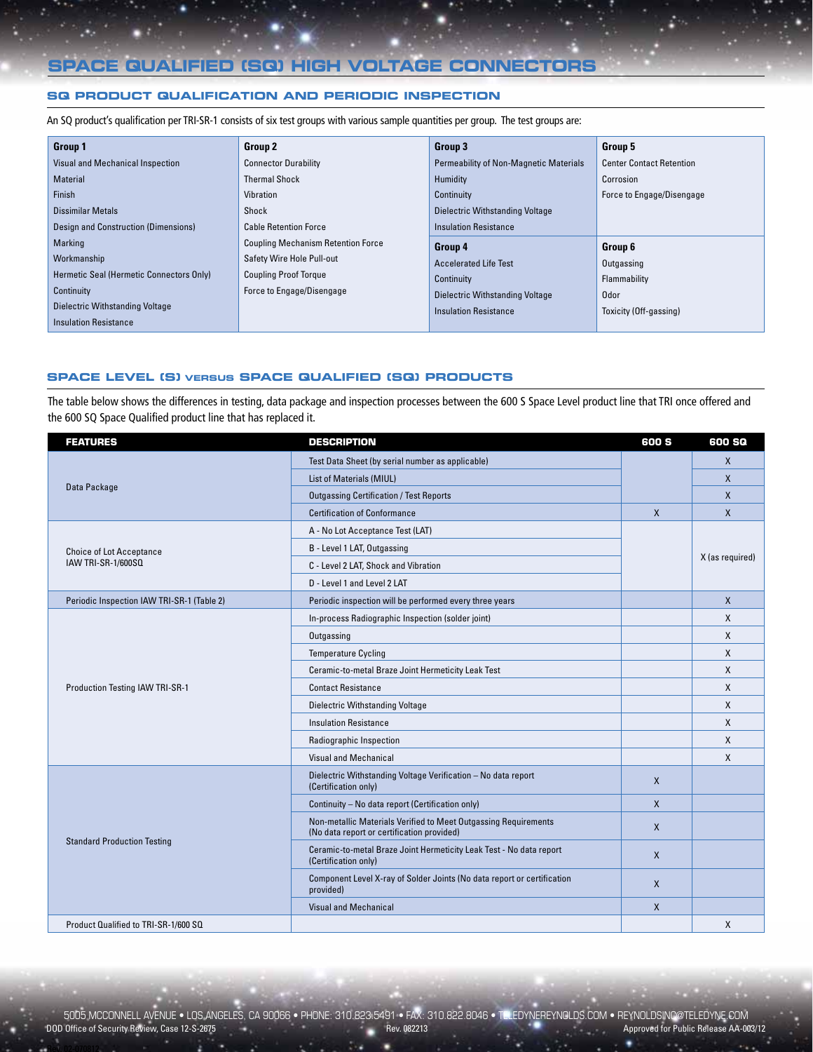# SPACE QUALIFIED (SQ) HIGH VOLTAGE CONNECTORS

## SQ PRODUCT QUALIFICATION AND PERIODIC INSPECTION

An SQ product's qualification per TRI-SR-1 consists of six test groups with various sample quantities per group. The test groups are:

| Group 1 | Group 2 | Group 3 | Group 5 |
|---|---|---|---|
| Visual and Mechanical Inspection | Connector Durability | Permeability of Non-Magnetic Materials | Center Contact Retention |
| Material | Thermal Shock | Humidity | Corrosion |
| Finish | Vibration | Continuity | Force to Engage/Disengage |
| Dissimilar Metals | Shock | Dielectric Withstanding Voltage | |
| Design and Construction (Dimensions) | Cable Retention Force | Insulation Resistance | |
| Marking | Coupling Mechanism Retention Force | **Group 4** | **Group 6** |
| Workmanship | Safety Wire Hole Pull-out | Accelerated Life Test | Outgassing |
| Hermetic Seal (Hermetic Connectors Only) | Coupling Proof Torque | Continuity | Flammability |
| Continuity | Force to Engage/Disengage | Dielectric Withstanding Voltage | Odor |
| Dielectric Withstanding Voltage | | Insulation Resistance | Toxicity (Off-gassing) |
| Insulation Resistance | | | |

## SPACE LEVEL (S) VERSUS SPACE QUALIFIED (SQ) PRODUCTS

The table below shows the differences in testing, data package and inspection processes between the 600 S Space Level product line that TRI once offered and the 600 SQ Space Qualified product line that has replaced it.

| FEATURES | DESCRIPTION | 600 S | 600 SQ |
|---|---|---|---|
| Data Package | Test Data Sheet (by serial number as applicable) | | X |
| | List of Materials (MIUL) | | X |
| | Outgassing Certification / Test Reports | | X |
| | Certification of Conformance | X | X |
| Choice of Lot Acceptance IAW TRI-SR-1/600SQ | A - No Lot Acceptance Test (LAT) | | X (as required) |
| | B - Level 1 LAT, Outgassing | | |
| | C - Level 2 LAT, Shock and Vibration | | |
| | D - Level 1 and Level 2 LAT | | |
| Periodic Inspection IAW TRI-SR-1 (Table 2) | Periodic inspection will be performed every three years | | X |
| Production Testing IAW TRI-SR-1 | In-process Radiographic Inspection (solder joint) | | X |
| | Outgassing | | X |
| | Temperature Cycling | | X |
| | Ceramic-to-metal Braze Joint Hermeticity Leak Test | | X |
| | Contact Resistance | | X |
| | Dielectric Withstanding Voltage | | X |
| | Insulation Resistance | | X |
| | Radiographic Inspection | | X |
| | Visual and Mechanical | | X |
| Standard Production Testing | Dielectric Withstanding Voltage Verification – No data report (Certification only) | X | |
| | Continuity – No data report (Certification only) | X | |
| | Non-metallic Materials Verified to Meet Outgassing Requirements (No data report or certification provided) | X | |
| | Ceramic-to-metal Braze Joint Hermeticity Leak Test - No data report (Certification only) | X | |
| | Component Level X-ray of Solder Joints (No data report or certification provided) | X | |
| | Visual and Mechanical | X | |
| Product Qualified to TRI-SR-1/600 SQ | | | X |

5005 MCCONNELL AVENUE • LOS ANGELES, CA 90066 • PHONE: 310.823.5491 • FAX: 310.822.8046 • TELEDYNEREYNOLDS.COM • REYNOLDSINC@TELEDYNE.COM

DOD Office of Security Review, Case 12-S-2675 — Rev. 082213 — Approved for Public Release AA-003/12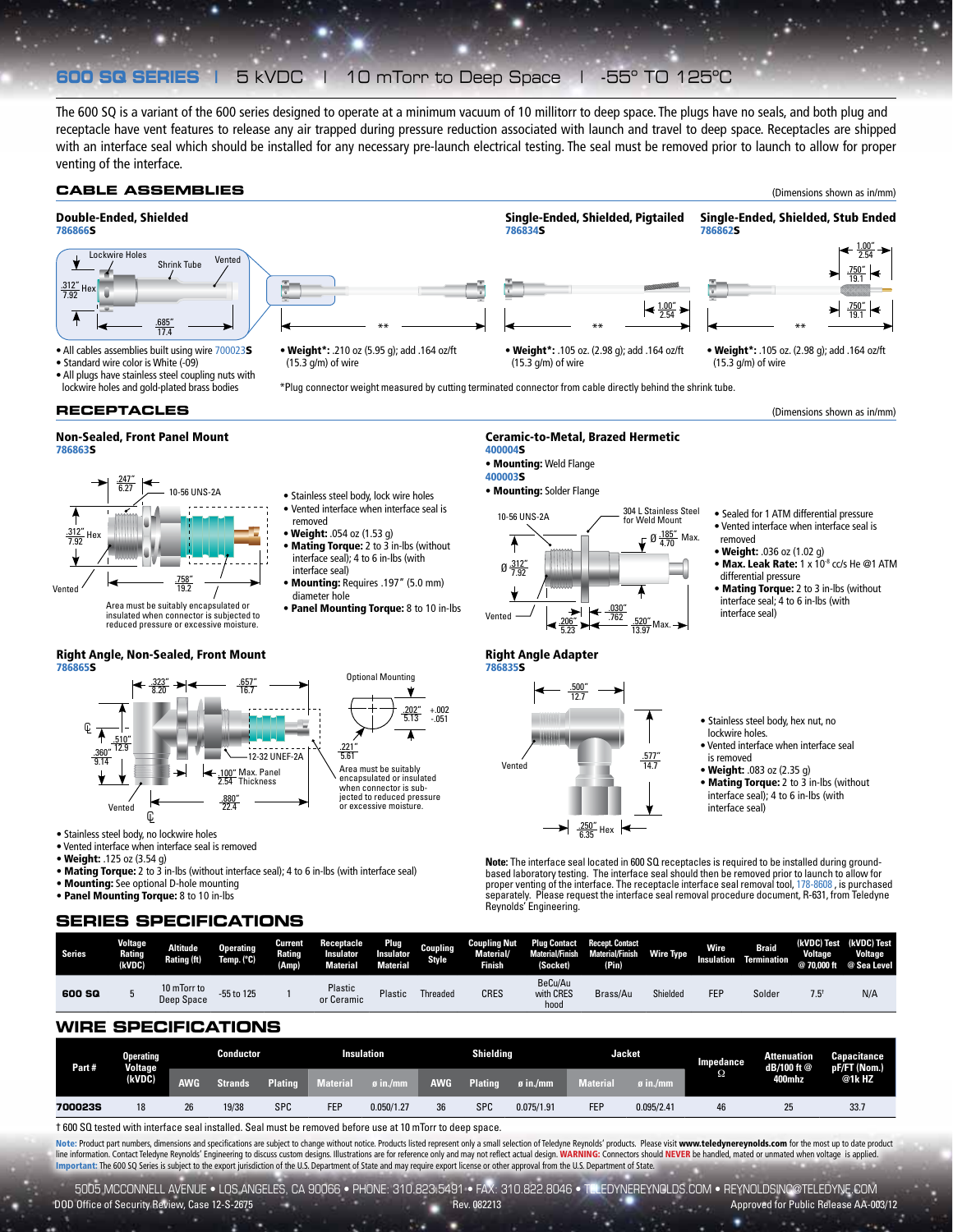# 600 SQ SERIES | 5 kVDC | 10 mTorr to Deep Space | -55° TO 125°C

The 600 SQ is a variant of the 600 series designed to operate at a minimum vacuum of 10 millitorr to deep space. The plugs have no seals, and both plug and receptacle have vent features to release any air trapped during pressure reduction associated with launch and travel to deep space. Receptacles are shipped with an interface seal which should be installed for any necessary pre-launch electrical testing. The seal must be removed prior to launch to allow for proper venting of the interface.

## CABLE ASSEMBLIES

(Dimensions shown as in/mm)

### Double-Ended, Shielded

786866S

Lockwire Holes; Shrink Tube; Vented; .312" Hex 7.92; .685" 17.4; **

- All cables assemblies built using wire 700023S
- Standard wire color is White (-09)
- All plugs have stainless steel coupling nuts with lockwire holes and gold-plated brass bodies
- **Weight***: .210 oz (5.95 g); add .164 oz/ft (15.3 g/m) of wire

### Single-Ended, Shielded, Pigtailed

786834S

1.00" 2.54; **

- **Weight***: .105 oz (2.98 g); add .164 oz/ft (15.3 g/m) of wire

### Single-Ended, Shielded, Stub Ended

786862S

1.00" 2.54; .750" 19.1; .750" 19.1; **

- **Weight***: .105 oz. (2.98 g); add .164 oz/ft (15.3 g/m) of wire

*Plug connector weight measured by cutting terminated connector from cable directly behind the shrink tube.

## RECEPTACLES

(Dimensions shown as in/mm)

### Non-Sealed, Front Panel Mount

786863S

.247" 6.27; 10-56 UNS-2A; .312" 7.92 Hex; Vented; .758" 19.2

Area must be suitably encapsulated or insulated when connector is subjected to reduced pressure or excessive moisture.

- Stainless steel body, lock wire holes
- Vented interface when interface seal is removed
- **Weight:** .054 oz (1.53 g)
- **Mating Torque:** 2 to 3 in-lbs (without interface seal); 4 to 6 in-lbs (with interface seal)
- **Mounting:** Requires .197" (5.0 mm) diameter hole
- **Panel Mounting Torque:** 8 to 10 in-lbs

### Ceramic-to-Metal, Brazed Hermetic

400004S

- **Mounting:** Weld Flange

400003S

- **Mounting:** Solder Flange

10-56 UNS-2A; 304 L Stainless Steel for Weld Mount; Ø .185" 4.70 Max.; Ø .312" 7.92; Vented; .206" 5.23; .030" .762; .520" 13.97 Max.

- Sealed for 1 ATM differential pressure
- Vented interface when interface seal is removed
- **Weight:** .036 oz (1.02 g)
- **Max. Leak Rate:** 1 x $10^{-8}$ cc/s He @1 ATM differential pressure
- **Mating Torque:** 2 to 3 in-lbs (without interface seal; 4 to 6 in-lbs (with interface seal)

### Right Angle, Non-Sealed, Front Mount

786865S

.323" 8.20; .657" 16.7; .510" 12.9; .360" 9.14; 12-32 UNEF-2A; .100" 2.54 Max. Panel Thickness; .880" 22.4; Vented; Optional Mounting; .202" 5.13 +.002 -.051; .221" 5.61

Area must be suitably encapsulated or insulated when connector is subjected to reduced pressure or excessive moisture.

- Stainless steel body, no lockwire holes
- Vented interface when interface seal is removed
- **Weight:** .125 oz (3.54 g)
- **Mating Torque:** 2 to 3 in-lbs (without interface seal); 4 to 6 in-lbs (with interface seal)
- **Mounting:** See optional D-hole mounting
- **Panel Mounting Torque:** 8 to 10 in-lbs

### Right Angle Adapter

786835S

.500" 12.7; Vented; .577" 14.7; .250" 6.35 Hex

- Stainless steel body, hex nut, no lockwire holes.
- Vented interface when interface seal is removed
- **Weight:** .083 oz (2.35 g)
- **Mating Torque:** 2 to 3 in-lbs (without interface seal); 4 to 6 in-lbs (with interface seal)

**Note:** The interface seal located in 600 SQ receptacles is required to be installed during ground-based laboratory testing. The interface seal should then be removed prior to launch to allow for proper venting of the interface. The receptacle interface seal removal tool, 178-8608 , is purchased separately. Please request the interface seal removal procedure document, R-631, from Teledyne Reynolds' Engineering.

## SERIES SPECIFICATIONS

| Series | Voltage Rating (kVDC) | Altitude Rating (ft) | Operating Temp. (°C) | Current Rating (Amp) | Receptacle Insulator Material | Plug Insulator Material | Coupling Style | Coupling Nut Material/ Finish | Plug Contact Material/Finish (Socket) | Recept. Contact Material/Finish (Pin) | Wire Type | Wire Insulation | Braid Termination | (kVDC) Test Voltage @ 70,000 ft | (kVDC) Test Voltage @ Sea Level |
|---|---|---|---|---|---|---|---|---|---|---|---|---|---|---|---|
| **600 SQ** | 5 | 10 mTorr to Deep Space | -55 to 125 | 1 | Plastic or Ceramic | Plastic | Threaded | CRES | BeCu/Au with CRES hood | Brass/Au | Shielded | FEP | Solder | 7.5† | N/A |

## WIRE SPECIFICATIONS

| Part # | Operating Voltage (kVDC) | Conductor | | | Insulation | | Shielding | | | Jacket | | Impedance Ω | Attenuation dB/100 ft @ 400mhz | Capacitance pF/FT (Nom.) @1k HZ |
|---|---|---|---|---|---|---|---|---|---|---|---|---|---|---|
| | | AWG | Strands | Plating | Material | ø in./mm | AWG | Plating | ø in./mm | Material | ø in./mm | | | |
| **700023S** | 18 | 26 | 19/38 | SPC | FEP | 0.050/1.27 | 36 | SPC | 0.075/1.91 | FEP | 0.095/2.41 | 46 | 25 | 33.7 |

† 600 SQ tested with interface seal installed. Seal must be removed before use at 10mTorr to deep space.

**Note:** Product part numbers, dimensions and specifications are subject to change without notice. Products listed represent only a small selection of Teledyne Reynolds' products. Please visit **www.teledynereynolds.com** for the most up to date product line information. Contact Teledyne Reynolds' Engineering to discuss custom designs. Illustrations are for reference only and may not reflect actual design. **WARNING:** Connectors should **NEVER** be handled, mated or unmated when voltage is applied.
**Important:** The 600 SQ Series is subject to the export jurisdiction of the U.S. Department of State and may require export license or other approval from the U.S. Department of State.

5005 MCCONNELL AVENUE • LOS ANGELES, CA 90066 • PHONE: 310.823.5491 • FAX: 310.822.8046 • TELEDYNEREYNOLDS.COM • REYNOLDSINC@TELEDYNE.COM

DOD Office of Security Review, Case 12-S-2675 Rev. 082213 Approved for Public Release AA-003/12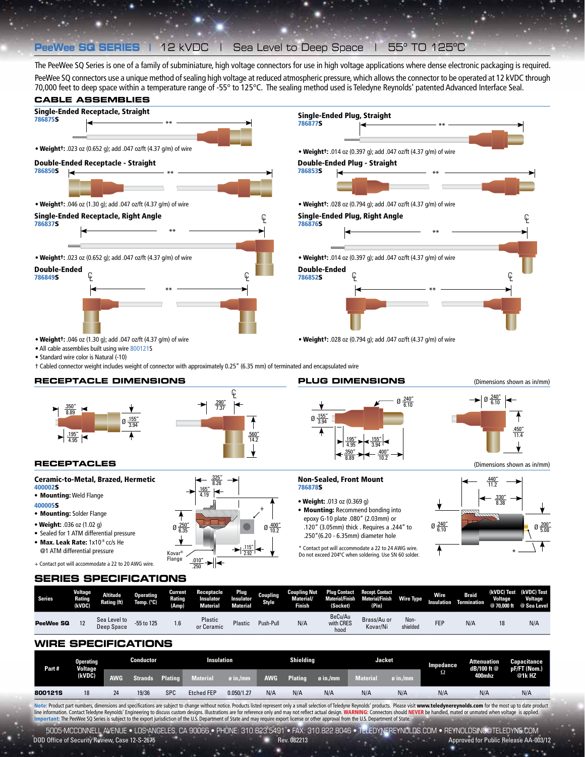## PeeWee SQ SERIES | 12 kVDC | Sea Level to Deep Space | 55° TO 125°C

The PeeWee SQ Series is one of a family of subminiature, high voltage connectors for use in high voltage applications where dense electronic packaging is required. PeeWee SQ connectors use a unique method of sealing high voltage at reduced atmospheric pressure, which allows the connector to be operated at 12 kVDC through 70,000 feet to deep space within a temperature range of -55° to 125°C. The sealing method used is Teledyne Reynolds' patented Advanced Interface Seal.

### CABLE ASSEMBLIES

**Single-Ended Receptacle, Straight**
786875S

- **Weight†:** .023 oz (0.652 g); add .047 oz/ft (4.37 g/m) of wire

**Single-Ended Plug, Straight**
786877S

- **Weight†:** .014 oz (0.397 g); add .047 oz/ft (4.37 g/m) of wire

**Double-Ended Receptacle - Straight**
786850S

- **Weight†:** .046 oz (1.30 g); add .047 oz/ft (4.37 g/m) of wire

**Double-Ended Plug - Straight**
786853S

- **Weight†:** .028 oz (0.794 g); add .047 oz/ft (4.37 g/m) of wire

**Single-Ended Receptacle, Right Angle**
786837S

- **Weight†:** .023 oz (0.652 g); add .047 oz/ft (4.37 g/m) of wire

**Single-Ended Plug, Right Angle**
786876S

- **Weight†:** .014 oz (0.397 g); add .047 oz/ft (4.37 g/m) of wire

**Double-Ended**
786849S

- **Weight†:** .046 oz (1.30 g); add .047 oz/ft (4.37 g/m) of wire

**Double-Ended**
786852S

- **Weight†:** .028 oz (0.794 g); add .047 oz/ft (4.37 g/m) of wire

- All cable assemblies built using wire 800121S
- Standard wire color is Natural (-10)

† Cabled connector weight includes weight of connector with approximately 0.25" (6.35 mm) of terminated and encapsulated wire

### RECEPTACLE DIMENSIONS

.350" / 8.89; .195" / 4.95; Ø .155" / 3.94; .290" / 7.37; .560" / 14.2

### PLUG DIMENSIONS

(Dimensions shown as in/mm)

Ø .240" / 6.10; Ø .155" / 3.94; .195" / 4.95; .155" / 3.94; .350" / 8.89; .400" / 10.2; Ø .240" / 6.10; .450" / 11.4

### RECEPTACLES

(Dimensions shown as in/mm)

**Ceramic-to-Metal, Brazed, Hermetic**

400002S
- **Mounting:** Weld Flange

400005S
- **Mounting:** Solder Flange
- **Weight:** .036 oz (1.02 g)
- Sealed for 1 ATM differential pressure
- **Max. Leak Rate:** $1x10^{-8}$ cc/s He @1 ATM differential pressure

+ Contact pot will accommodate a 22 to 20 AWG wire.

.325" / 8.26; .165" / 4.19; Ø .250" / 6.35; Ø .400" / 10.2; .115" / 2.92; Kovar® Flange; .010" / .250

**Non-Sealed, Front Mount**
786878S

- **Weight:** .013 oz (0.369 g)
- **Mounting:** Recommend bonding into epoxy G-10 plate .080" (2.03mm) or .120" (3.05mm) thick . Requires a .244" to .250"(6.20 - 6.35mm) diameter hole

\* Contact pot will accommodate a 22 to 24 AWG wire. Do not exceed 204°C when soldering. Use SN 60 solder.

.440" / 11.2; .330" / 8.38; Ø .240" / 6.10; Ø .200" / 5.08

### SERIES SPECIFICATIONS

| Series | Voltage Rating (kVDC) | Altitude Rating (ft) | Operating Temp. (°C) | Current Rating (Amp) | Receptacle Insulator Material | Plug Insulator Material | Coupling Style | Coupling Nut Material/ Finish | Plug Contact Material/Finish (Socket) | Recept. Contact Material/Finish (Pin) | Wire Type | Wire Insulation | Braid Termination | (kVDC) Test Voltage @ 70,000 ft | (kVDC) Test Voltage @ Sea Level |
|---|---|---|---|---|---|---|---|---|---|---|---|---|---|---|---|
| PeeWee SQ | 12 | Sea Level to Deep Space | -55 to 125 | 1.6 | Plastic or Ceramic | Plastic | Push-Pull | N/A | BeCu/Au with CRES hood | Brass/Au or Kovar/Ni | Non-shielded | FEP | N/A | 18 | N/A |

### WIRE SPECIFICATIONS

| Part # | Operating Voltage (kVDC) | Conductor | | | Insulation | | Shielding | | | Jacket | | Impedance Ω | Attenuation dB/100 ft @ 400mhz | Capacitance pF/FT (Nom.) @1k HZ |
|---|---|---|---|---|---|---|---|---|---|---|---|---|---|---|
| | | AWG | Strands | Plating | Material | ø in./mm | AWG | Plating | ø in./mm | Material | ø in./mm | | | |
| 800121S | 18 | 24 | 19/36 | SPC | Etched FEP | 0.050/1.27 | N/A | N/A | N/A | N/A | N/A | N/A | N/A | N/A |

**Note:** Product part numbers, dimensions and specifications are subject to change without notice. Products listed represent only a small selection of Teledyne Reynolds' products. Please visit **www.teledynereynolds.com** for the most up to date product line information. Contact Teledyne Reynolds' Engineering to discuss custom designs. Illustrations are for reference only and may not reflect actual design. **WARNING:** Connectors should **NEVER** be handled, mated or unmated when voltage is applied.
**Important:** The PeeWee SQ Series is subject to the export jurisdiction of the U.S. Department of State and may require export license or other approval from the U.S. Department of State.

5005 MCCONNELL AVENUE • LOS ANGELES, CA 90066 • PHONE: 310.823.5491 • FAX: 310.822.8046 • TELEDYNEREYNOLDS.COM • REYNOLDSINC@TELEDYNE.COM
DOD Office of Security Review, Case 12-S-2675 Rev. 082213 Approved for Public Release AA-003/12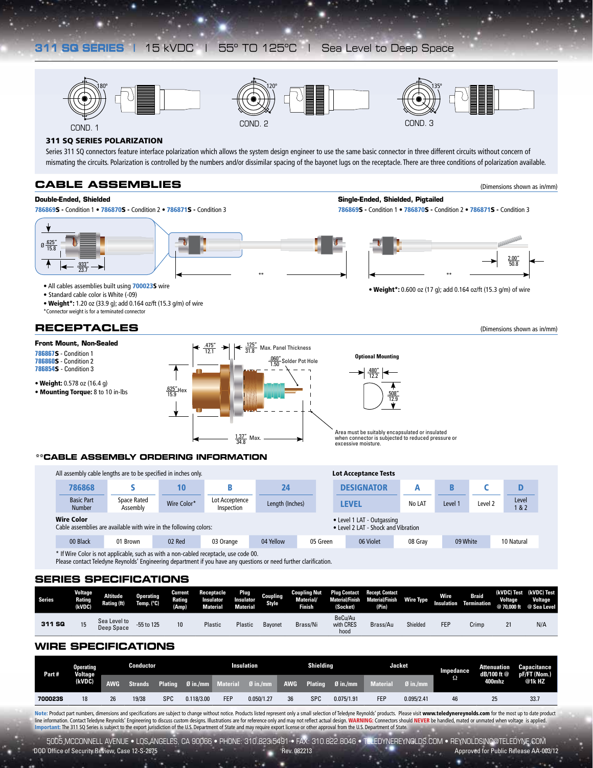# 311 SQ SERIES | 15 kVDC | 55° TO 125°C | Sea Level to Deep Space

COND. 1 — 180°
COND. 2 — 120°
COND. 3 — 135°

### 311 SQ SERIES POLARIZATION

Series 311 SQ connectors feature interface polarization which allows the system design engineer to use the same basic connector in three different circuits without concern of mismating the circuits. Polarization is controlled by the numbers and/or dissimilar spacing of the bayonet lugs on the receptacle. There are three conditions of polarization available.

## CABLE ASSEMBLIES

(Dimensions shown as in/mm)

**Double-Ended, Shielded**

**786869S** - Condition 1 • **786870S** - Condition 2 • **786871S** - Condition 3

Ø .625"/15.8, .933"/23.7, **

- All cables assemblies built using **700023S** wire
- Standard cable color is White (-09)
- **Weight*:** 1.20 oz (33.9 g); add 0.164 oz/ft (15.3 g/m) of wire

*Connector weight is for a terminated connector

**Single-Ended, Shielded, Pigtailed**

**786869S** - Condition 1 • **786870S** - Condition 2 • **786871S** - Condition 3

**, 2.00"/50.8

- **Weight*:** 0.600 oz (17 g); add 0.164 oz/ft (15.3 g/m) of wire

## RECEPTACLES

(Dimensions shown as in/mm)

**Front Mount, Non-Sealed**

**786867S** - Condition 1
**786860S** - Condition 2
**786854S** - Condition 3

- **Weight:** 0.578 oz (16.4 g)
- **Mounting Torque:** 8 to 10 in-lbs

.475"/12.1, .125"/31.8 Max. Panel Thickness, .060"/1.50 Solder Pot Hole, .625"/15.9 Hex, 1.37"/34.8 Max.

**Optional Mounting**

.480"/12.2, .508"/12.9

Area must be suitably encapsulated or insulated when connector is subjected to reduced pressure or excessive moisture.

## **CABLE ASSEMBLY ORDERING INFORMATION

All assembly cable lengths are to be specified in inches only.

| 786868 | S | 10 | B | 24 |
|---|---|---|---|---|
| Basic Part Number | Space Rated Assembly | Wire Color* | Lot Acceptance Inspection | Length (Inches) |

**Lot Acceptance Tests**

| DESIGNATOR | A | B | C | D |
|---|---|---|---|---|
| LEVEL | No LAT | Level 1 | Level 2 | Level 1 & 2 |

- Level 1 LAT - Outgassing
- Level 2 LAT - Shock and Vibration

**Wire Color**

Cable assemblies are available with wire in the following colors:

| 00 Black | 01 Brown | 02 Red | 03 Orange | 04 Yellow | 05 Green | 06 Violet | 08 Gray | 09 White | 10 Natural |
|---|---|---|---|---|---|---|---|---|---|

\* If Wire Color is not applicable, such as with a non-cabled receptacle, use code 00.
Please contact Teledyne Reynolds' Engineering department if you have any questions or need further clarification.

## SERIES SPECIFICATIONS

| Series | Voltage Rating (kVDC) | Altitude Rating (ft) | Operating Temp. (°C) | Current Rating (Amp) | Receptacle Insulator Material | Plug Insulator Material | Coupling Style | Coupling Nut Material/ Finish | Plug Contact Material/Finish (Socket) | Recept. Contact Material/Finish (Pin) | Wire Type | Wire Insulation | Braid Termination | (kVDC) Test Voltage @ 70,000 ft | (kVDC) Test Voltage @ Sea Level |
|---|---|---|---|---|---|---|---|---|---|---|---|---|---|---|---|
| **311 SQ** | 15 | Sea Level to Deep Space | -55 to 125 | 10 | Plastic | Plastic | Bayonet | Brass/Ni | BeCu/Au with CRES hood | Brass/Au | Shielded | FEP | Crimp | 21 | N/A |

## WIRE SPECIFICATIONS

| Part # | Operating Voltage (kVDC) | Conductor | | | | Insulation | | Shielding | | | Jacket | | Impedance Ω | Attenuation dB/100 ft @ 400mhz | Capacitance pF/FT (Nom.) @1k HZ |
|---|---|---|---|---|---|---|---|---|---|---|---|---|---|---|---|
| | | AWG | Strands | Plating | Ø in./mm | Material | Ø in./mm | AWG | Plating | Ø in./mm | Material | Ø in./mm | | | |
| **700023S** | 18 | 26 | 19/38 | SPC | 0.118/3.00 | FEP | 0.050/1.27 | 36 | SPC | 0.075/1.91 | FEP | 0.095/2.41 | 46 | 25 | 33.7 |

**Note:** Product part numbers, dimensions and specifications are subject to change without notice. Products listed represent only a small selection of Teledyne Reynolds' products. Please visit **www.teledynereynolds.com** for the most up to date product line information. Contact Teledyne Reynolds' Engineering to discuss custom designs. Illustrations are for reference only and may not reflect actual design. **WARNING:** Connectors should **NEVER** be handled, mated or unmated when voltage is applied.
**Important:** The 311 SQ Series is subject to the export jurisdiction of the U.S. Department of State and may require export license or other approval from the U.S. Department of State.

5005 MCCONNELL AVENUE • LOS ANGELES, CA 90066 • PHONE: 310.823.5491 • FAX: 310.822.8046 • TELEDYNEREYNOLDS.COM • REYNOLDSINC@TELEDYNE.COM

DOD Office of Security Review, Case 12-S-2675 Rev. 082213 Approved for Public Release AA-003/12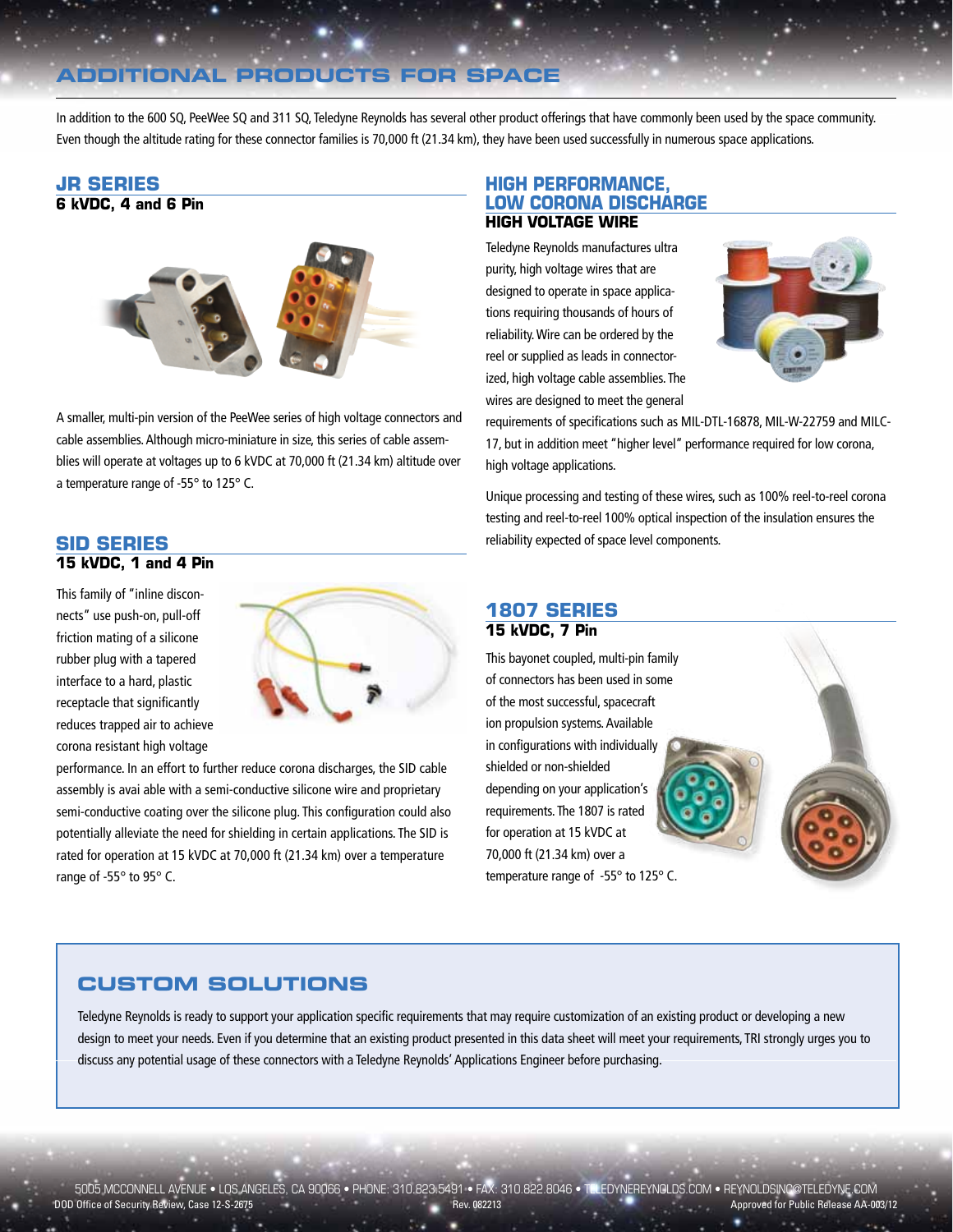# ADDITIONAL PRODUCTS FOR SPACE

In addition to the 600 SQ, PeeWee SQ and 311 SQ, Teledyne Reynolds has several other product offerings that have commonly been used by the space community. Even though the altitude rating for these connector families is 70,000 ft (21.34 km), they have been used successfully in numerous space applications.

## JR SERIES

**6 kVDC, 4 and 6 Pin**

A smaller, multi-pin version of the PeeWee series of high voltage connectors and cable assemblies. Although micro-miniature in size, this series of cable assemblies will operate at voltages up to 6 kVDC at 70,000 ft (21.34 km) altitude over a temperature range of -55° to 125° C.

## SID SERIES

**15 kVDC, 1 and 4 Pin**

This family of "inline disconnects" use push-on, pull-off friction mating of a silicone rubber plug with a tapered interface to a hard, plastic receptacle that significantly reduces trapped air to achieve corona resistant high voltage performance. In an effort to further reduce corona discharges, the SID cable assembly is avai able with a semi-conductive silicone wire and proprietary semi-conductive coating over the silicone plug. This configuration could also potentially alleviate the need for shielding in certain applications. The SID is rated for operation at 15 kVDC at 70,000 ft (21.34 km) over a temperature range of -55° to 95° C.

## HIGH PERFORMANCE, LOW CORONA DISCHARGE

**HIGH VOLTAGE WIRE**

Teledyne Reynolds manufactures ultra purity, high voltage wires that are designed to operate in space applications requiring thousands of hours of reliability. Wire can be ordered by the reel or supplied as leads in connectorized, high voltage cable assemblies. The wires are designed to meet the general requirements of specifications such as MIL-DTL-16878, MIL-W-22759 and MILC-17, but in addition meet "higher level" performance required for low corona, high voltage applications.

Unique processing and testing of these wires, such as 100% reel-to-reel corona testing and reel-to-reel 100% optical inspection of the insulation ensures the reliability expected of space level components.

## 1807 SERIES

**15 kVDC, 7 Pin**

This bayonet coupled, multi-pin family of connectors has been used in some of the most successful, spacecraft ion propulsion systems. Available in configurations with individually shielded or non-shielded depending on your application's requirements. The 1807 is rated for operation at 15 kVDC at 70,000 ft (21.34 km) over a temperature range of -55° to 125° C.

## CUSTOM SOLUTIONS

Teledyne Reynolds is ready to support your application specific requirements that may require customization of an existing product or developing a new design to meet your needs. Even if you determine that an existing product presented in this data sheet will meet your requirements, TRI strongly urges you to discuss any potential usage of these connectors with a Teledyne Reynolds' Applications Engineer before purchasing.

5005 MCCONNELL AVENUE • LOS ANGELES, CA 90066 • PHONE: 310.823.5491 • FAX: 310.822.8046 • TELEDYNEREYNOLDS.COM • REYNOLDSINC@TELEDYNE.COM

DOD Office of Security Review, Case 12-S-2675 Rev. 082213 Approved for Public Release AA-003/12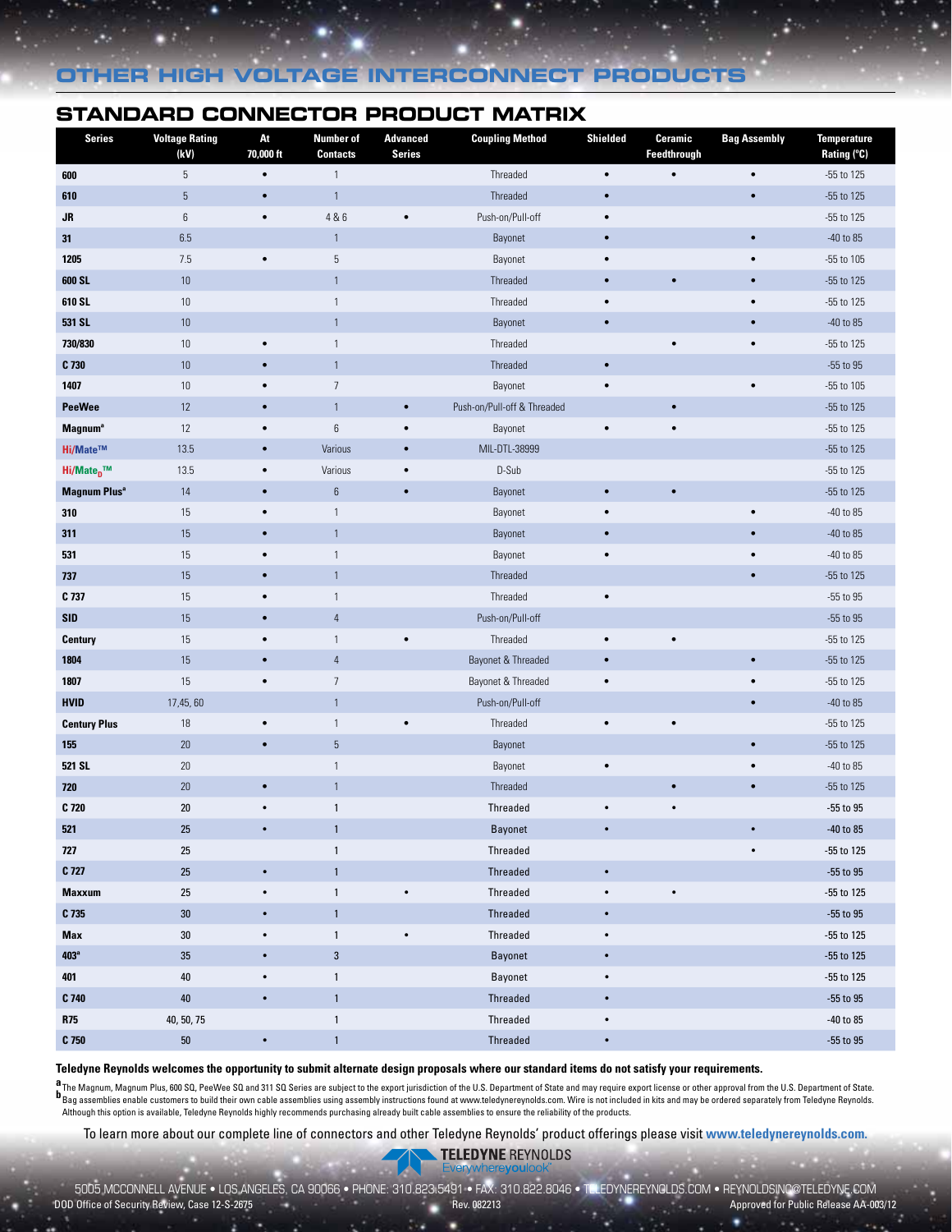# OTHER HIGH VOLTAGE INTERCONNECT PRODUCTS

## STANDARD CONNECTOR PRODUCT MATRIX

| Series | Voltage Rating (kV) | At 70,000 ft | Number of Contacts | Advanced Series | Coupling Method | Shielded | Ceramic Feedthrough | Bag Assembly | Temperature Rating (°C) |
|---|---|---|---|---|---|---|---|---|---|
| **600** | 5 | • | 1 | | Threaded | • | • | • | -55 to 125 |
| **610** | 5 | • | 1 | | Threaded | • | | • | -55 to 125 |
| **JR** | 6 | • | 4 & 6 | • | Push-on/Pull-off | • | | | -55 to 125 |
| **31** | 6.5 | | 1 | | Bayonet | • | | • | -40 to 85 |
| **1205** | 7.5 | • | 5 | | Bayonet | • | | • | -55 to 105 |
| **600 SL** | 10 | | 1 | | Threaded | • | • | • | -55 to 125 |
| **610 SL** | 10 | | 1 | | Threaded | • | | • | -55 to 125 |
| **531 SL** | 10 | | 1 | | Bayonet | • | | • | -40 to 85 |
| **730/830** | 10 | • | 1 | | Threaded | | • | • | -55 to 125 |
| **C 730** | 10 | • | 1 | | Threaded | • | | | -55 to 95 |
| **1407** | 10 | • | 7 | | Bayonet | • | | • | -55 to 105 |
| **PeeWee** | 12 | • | 1 | • | Push-on/Pull-off & Threaded | | • | | -55 to 125 |
| **Magnum**[a] | 12 | • | 6 | • | Bayonet | • | • | | -55 to 125 |
| **Hi/Mate™** | 13.5 | • | Various | • | MIL-DTL-38999 | | | | -55 to 125 |
| **Hi/Mate$_D$™** | 13.5 | • | Various | • | D-Sub | | | | -55 to 125 |
| **Magnum Plus**[a] | 14 | • | 6 | • | Bayonet | • | • | | -55 to 125 |
| **310** | 15 | • | 1 | | Bayonet | • | | • | -40 to 85 |
| **311** | 15 | • | 1 | | Bayonet | • | | • | -40 to 85 |
| **531** | 15 | • | 1 | | Bayonet | • | | • | -40 to 85 |
| **737** | 15 | • | 1 | | Threaded | | | • | -55 to 125 |
| **C 737** | 15 | • | 1 | | Threaded | • | | | -55 to 95 |
| **SID** | 15 | • | 4 | | Push-on/Pull-off | | | | -55 to 95 |
| **Century** | 15 | • | 1 | • | Threaded | • | • | | -55 to 125 |
| **1804** | 15 | • | 4 | | Bayonet & Threaded | • | | • | -55 to 125 |
| **1807** | 15 | • | 7 | | Bayonet & Threaded | • | | • | -55 to 125 |
| **HVID** | 17,45, 60 | | 1 | | Push-on/Pull-off | | | • | -40 to 85 |
| **Century Plus** | 18 | • | 1 | • | Threaded | • | • | | -55 to 125 |
| **155** | 20 | • | 5 | | Bayonet | | | • | -55 to 125 |
| **521 SL** | 20 | | 1 | | Bayonet | • | | • | -40 to 85 |
| **720** | 20 | • | 1 | | Threaded | | • | • | -55 to 125 |
| **C 720** | 20 | • | 1 | | Threaded | • | • | | -55 to 95 |
| **521** | 25 | • | 1 | | Bayonet | • | | • | -40 to 85 |
| **727** | 25 | | 1 | | Threaded | | | • | -55 to 125 |
| **C 727** | 25 | • | 1 | | Threaded | • | | | -55 to 95 |
| **Maxxum** | 25 | • | 1 | • | Threaded | • | • | | -55 to 125 |
| **C 735** | 30 | • | 1 | | Threaded | • | | | -55 to 95 |
| **Max** | 30 | • | 1 | • | Threaded | • | | | -55 to 125 |
| **403**[a] | 35 | • | 3 | | Bayonet | • | | | -55 to 125 |
| **401** | 40 | • | 1 | | Bayonet | • | | | -55 to 125 |
| **C 740** | 40 | • | 1 | | Threaded | • | | | -55 to 95 |
| **R75** | 40, 50, 75 | | 1 | | Threaded | • | | | -40 to 85 |
| **C 750** | 50 | • | 1 | | Threaded | • | | | -55 to 95 |

**Teledyne Reynolds welcomes the opportunity to submit alternate design proposals where our standard items do not satisfy your requirements.**

[a] The Magnum, Magnum Plus, 600 SQ, PeeWee SQ and 311 SQ Series are subject to the export jurisdiction of the U.S. Department of State and may require export license or other approval from the U.S. Department of State.
[b] Bag assemblies enable customers to build their own cable assemblies using assembly instructions found at www.teledynereynolds.com. Wire is not included in kits and may be ordered separately from Teledyne Reynolds. Although this option is available, Teledyne Reynolds highly recommends purchasing already built cable assemblies to ensure the reliability of the products.

To learn more about our complete line of connectors and other Teledyne Reynolds' product offerings please visit **www.teledynereynolds.com.**

**TELEDYNE** REYNOLDS
Everywhereyoulook™

5005 MCCONNELL AVENUE • LOS ANGELES, CA 90066 • PHONE: 310.823.5491 • FAX: 310.822.8046 • TELEDYNEREYNOLDS.COM • REYNOLDSINC@TELEDYNE.COM

DOD Office of Security Review, Case 12-S-2675 Rev. 082213 Approved for Public Release AA-003/12